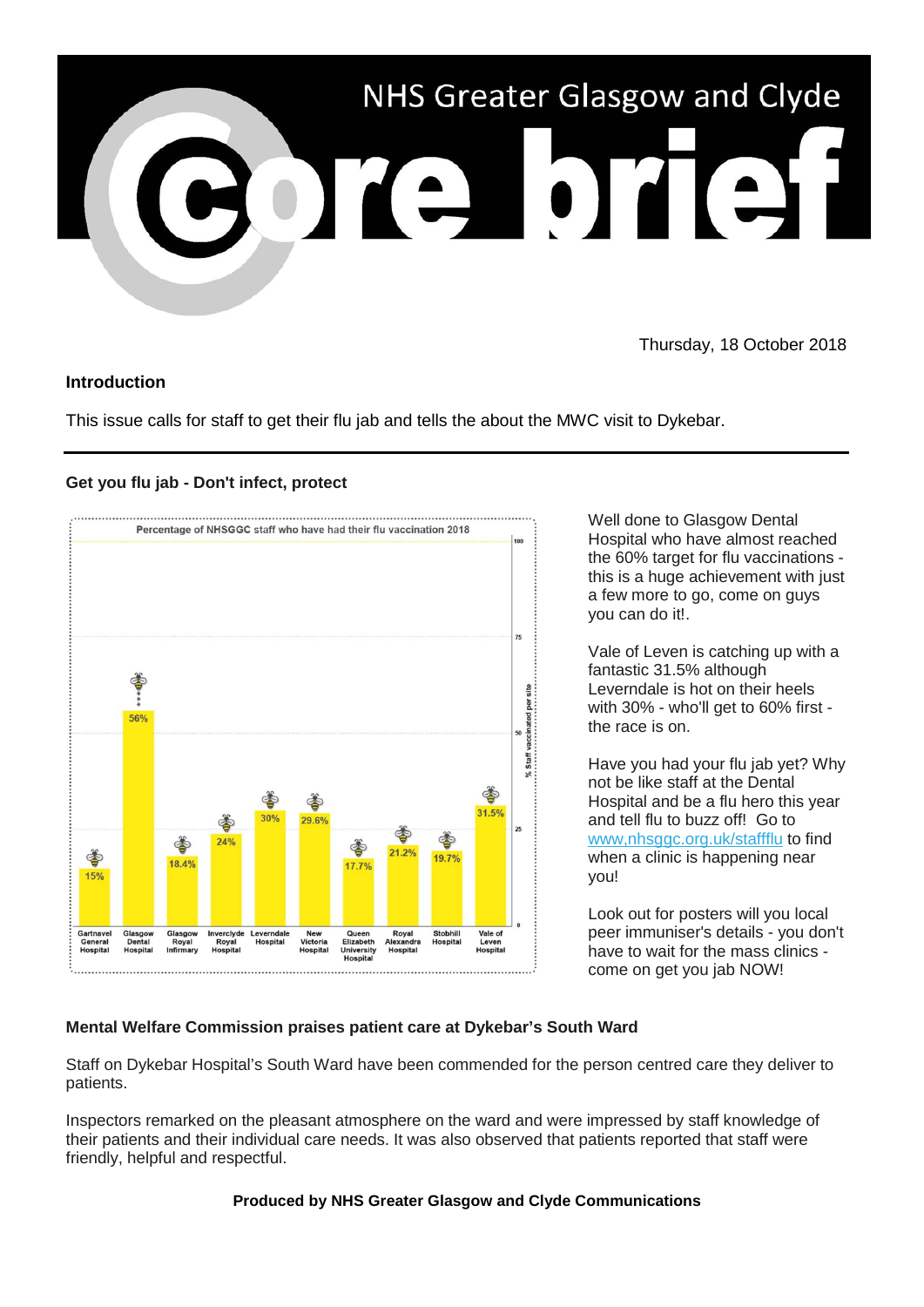# NHS Greater Glasgow and Clyde Core brief

Thursday, 18 October 2018

### Introduction

This issue calls for staff to get their flu jab and tells the about the MWC visit to Dykebar.

---

### Get you flu jab - Don't infect, protect

**Percentage of NHSGGC staff who have had their flu vaccination 2018**

| Site | % Staff vaccinated per site |
|---|---|
| Gartnavel General Hospital | 15% |
| Glasgow Dental Hospital | 56% |
| Glasgow Royal Infirmary | 18.4% |
| Inverclyde Royal Hospital | 24% |
| Leverndale Hospital | 30% |
| New Victoria Hospital | 29.6% |
| Queen Elizabeth University Hospital | 17.7% |
| Royal Alexandra Hospital | 21.2% |
| Stobhill Hospital | 19.7% |
| Vale of Leven Hospital | 31.5% |

Well done to Glasgow Dental Hospital who have almost reached the 60% target for flu vaccinations - this is a huge achievement with just a few more to go, come on guys you can do it!.

Vale of Leven is catching up with a fantastic 31.5% although Leverndale is hot on their heels with 30% - who'll get to 60% first - the race is on.

Have you had your flu jab yet? Why not be like staff at the Dental Hospital and be a flu hero this year and tell flu to buzz off! Go to www,nhsggc.org.uk/staffflu to find when a clinic is happening near you!

Look out for posters will you local peer immuniser's details - you don't have to wait for the mass clinics - come on get you jab NOW!

### Mental Welfare Commission praises patient care at Dykebar's South Ward

Staff on Dykebar Hospital's South Ward have been commended for the person centred care they deliver to patients.

Inspectors remarked on the pleasant atmosphere on the ward and were impressed by staff knowledge of their patients and their individual care needs. It was also observed that patients reported that staff were friendly, helpful and respectful.

**Produced by NHS Greater Glasgow and Clyde Communications**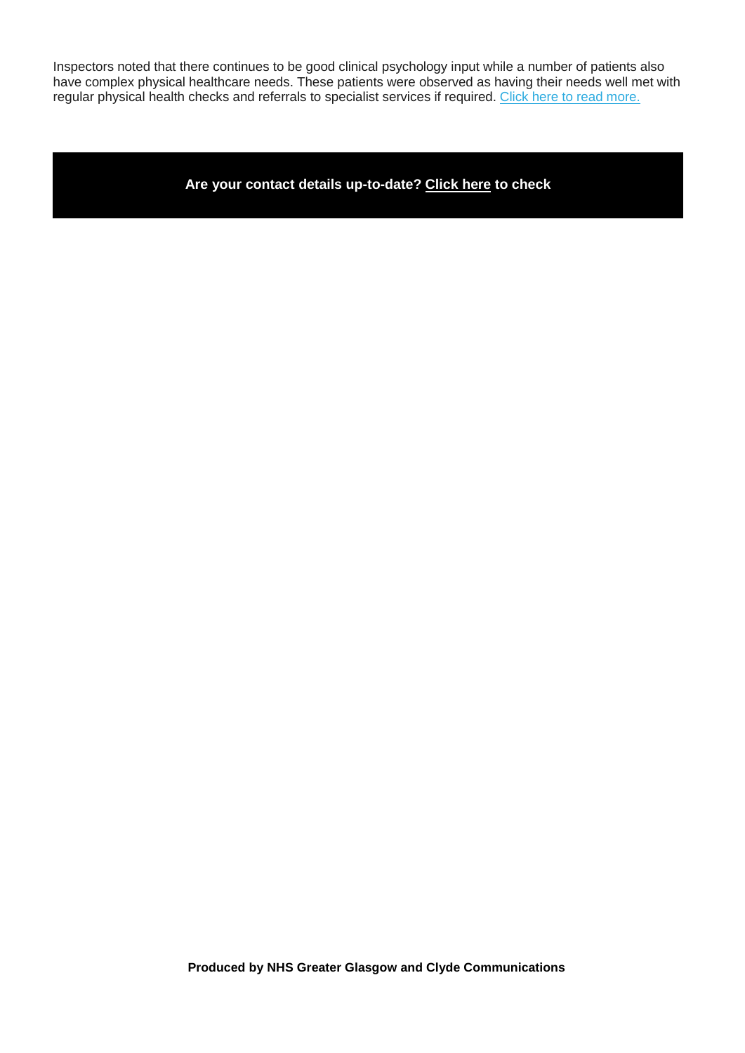Inspectors noted that there continues to be good clinical psychology input while a number of patients also have complex physical healthcare needs. These patients were observed as having their needs well met with regular physical health checks and referrals to specialist services if required. Click here to read more.

**Are your contact details up-to-date? Click here to check**

**Produced by NHS Greater Glasgow and Clyde Communications**